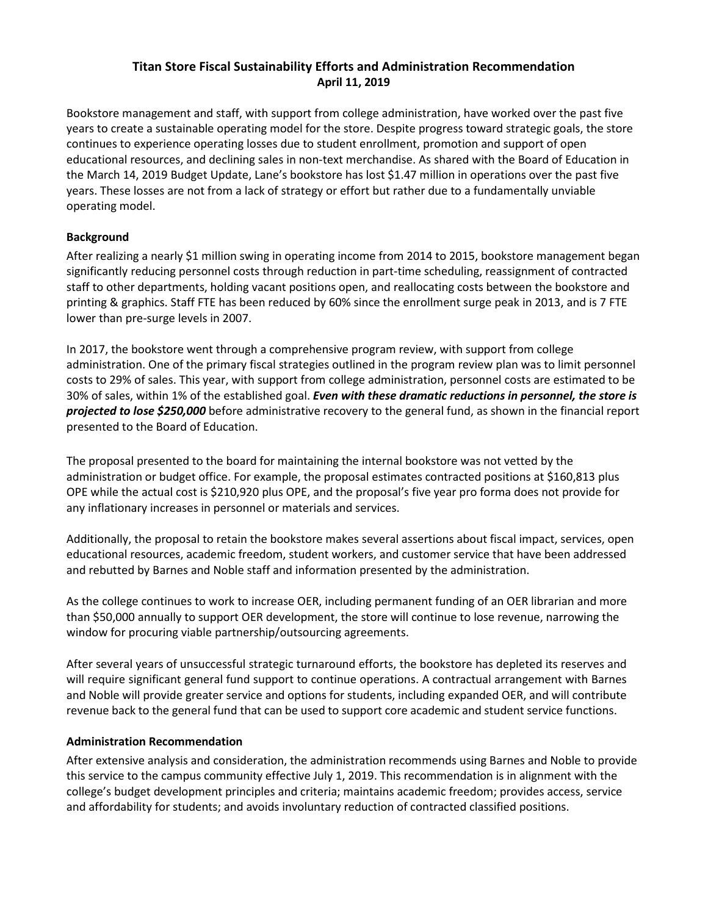# Titan Store Fiscal Sustainability Efforts and Administration Recommendation

**April 11, 2019**

Bookstore management and staff, with support from college administration, have worked over the past five years to create a sustainable operating model for the store. Despite progress toward strategic goals, the store continues to experience operating losses due to student enrollment, promotion and support of open educational resources, and declining sales in non-text merchandise. As shared with the Board of Education in the March 14, 2019 Budget Update, Lane's bookstore has lost $1.47 million in operations over the past five years. These losses are not from a lack of strategy or effort but rather due to a fundamentally unviable operating model.

## Background

After realizing a nearly $1 million swing in operating income from 2014 to 2015, bookstore management began significantly reducing personnel costs through reduction in part-time scheduling, reassignment of contracted staff to other departments, holding vacant positions open, and reallocating costs between the bookstore and printing & graphics. Staff FTE has been reduced by 60% since the enrollment surge peak in 2013, and is 7 FTE lower than pre-surge levels in 2007.

In 2017, the bookstore went through a comprehensive program review, with support from college administration. One of the primary fiscal strategies outlined in the program review plan was to limit personnel costs to 29% of sales. This year, with support from college administration, personnel costs are estimated to be 30% of sales, within 1% of the established goal. ***Even with these dramatic reductions in personnel, the store is projected to lose $250,000*** before administrative recovery to the general fund, as shown in the financial report presented to the Board of Education.

The proposal presented to the board for maintaining the internal bookstore was not vetted by the administration or budget office. For example, the proposal estimates contracted positions at $160,813 plus OPE while the actual cost is $210,920 plus OPE, and the proposal's five year pro forma does not provide for any inflationary increases in personnel or materials and services.

Additionally, the proposal to retain the bookstore makes several assertions about fiscal impact, services, open educational resources, academic freedom, student workers, and customer service that have been addressed and rebutted by Barnes and Noble staff and information presented by the administration.

As the college continues to work to increase OER, including permanent funding of an OER librarian and more than $50,000 annually to support OER development, the store will continue to lose revenue, narrowing the window for procuring viable partnership/outsourcing agreements.

After several years of unsuccessful strategic turnaround efforts, the bookstore has depleted its reserves and will require significant general fund support to continue operations. A contractual arrangement with Barnes and Noble will provide greater service and options for students, including expanded OER, and will contribute revenue back to the general fund that can be used to support core academic and student service functions.

## Administration Recommendation

After extensive analysis and consideration, the administration recommends using Barnes and Noble to provide this service to the campus community effective July 1, 2019. This recommendation is in alignment with the college's budget development principles and criteria; maintains academic freedom; provides access, service and affordability for students; and avoids involuntary reduction of contracted classified positions.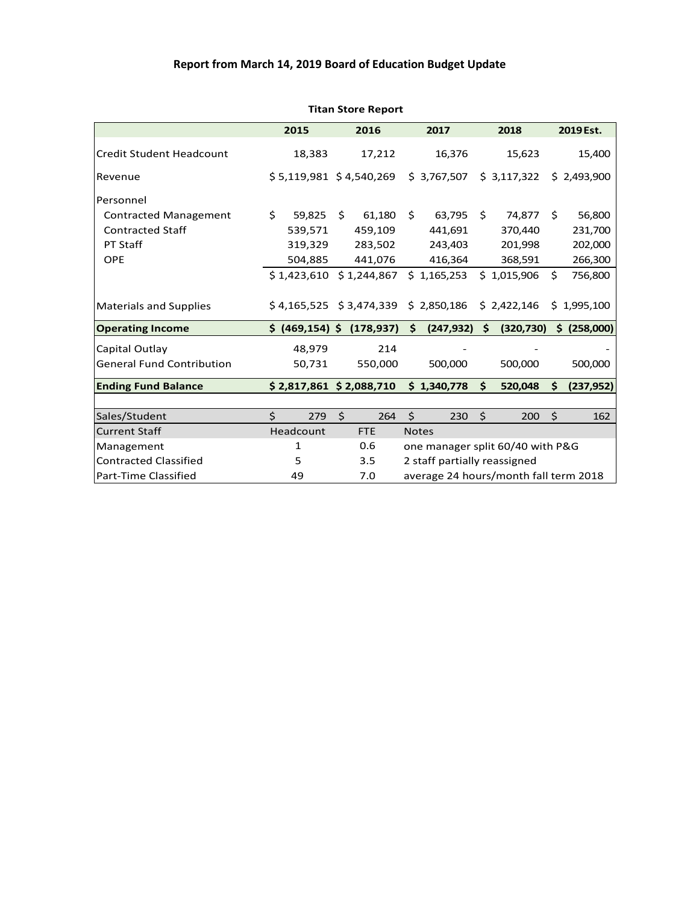## Report from March 14, 2019 Board of Education Budget Update

**Titan Store Report**

| | 2015 | 2016 | 2017 | 2018 | 2019 Est. |
|---|---|---|---|---|---|
| Credit Student Headcount | 18,383 | 17,212 | 16,376 | 15,623 | 15,400 |
| Revenue | $ 5,119,981 | $ 4,540,269 | $ 3,767,507 | $ 3,117,322 | $ 2,493,900 |
| Personnel | | | | | |
| Contracted Management | $ 59,825 | $ 61,180 | $ 63,795 | $ 74,877 | $ 56,800 |
| Contracted Staff | 539,571 | 459,109 | 441,691 | 370,440 | 231,700 |
| PT Staff | 319,329 | 283,502 | 243,403 | 201,998 | 202,000 |
| OPE | 504,885 | 441,076 | 416,364 | 368,591 | 266,300 |
| | $ 1,423,610 | $ 1,244,867 | $ 1,165,253 | $ 1,015,906 | $ 756,800 |
| Materials and Supplies | $ 4,165,525 | $ 3,474,339 | $ 2,850,186 | $ 2,422,146 | $ 1,995,100 |
| **Operating Income** | **$ (469,154)** | **$ (178,937)** | **$ (247,932)** | **$ (320,730)** | **$ (258,000)** |
| Capital Outlay | 48,979 | 214 | - | - | - |
| General Fund Contribution | 50,731 | 550,000 | 500,000 | 500,000 | 500,000 |
| **Ending Fund Balance** | **$ 2,817,861** | **$ 2,088,710** | **$ 1,340,778** | **$ 520,048** | **$ (237,952)** |
| | | | | | |
| Sales/Student | $ 279 | $ 264 | $ 230 | $ 200 | $ 162 |
| Current Staff | Headcount | FTE | Notes | | |
| Management | 1 | 0.6 | one manager split 60/40 with P&G | | |
| Contracted Classified | 5 | 3.5 | 2 staff partially reassigned | | |
| Part-Time Classified | 49 | 7.0 | average 24 hours/month fall term 2018 | | |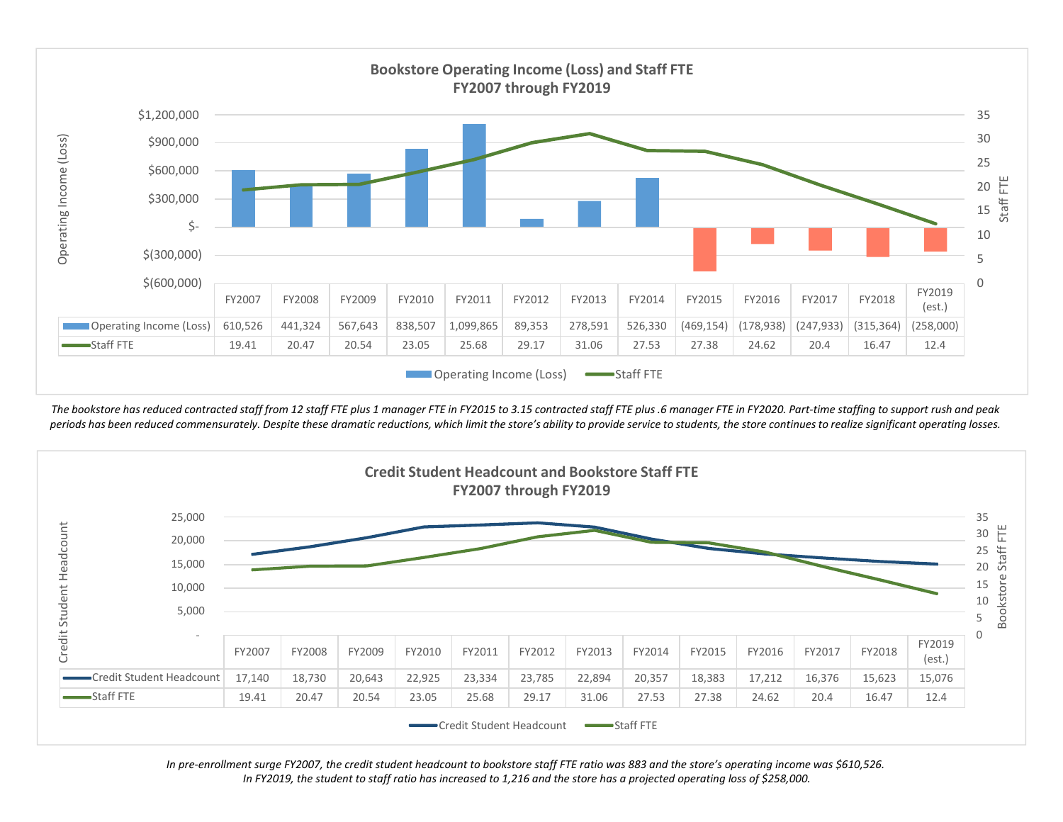**Bookstore Operating Income (Loss) and Staff FTE**
**FY2007 through FY2019**

Operating Income (Loss)

$1,200,000
$900,000
$600,000
$300,000
$-
$(300,000)
$(600,000)

Staff FTE

35
30
25
20
15
10
5
0

FY2007 FY2008 FY2009 FY2010 FY2011 FY2012 FY2013 FY2014 FY2015 FY2016 FY2017 FY2018 FY2019 (est.)

Operating Income (Loss) 610,526 441,324 567,643 838,507 1,099,865 89,353 278,591 526,330 (469,154) (178,938) (247,933) (315,364) (258,000)

Staff FTE 19.41 20.47 20.54 23.05 25.68 29.17 31.06 27.53 27.38 24.62 20.4 16.47 12.4

Operating Income (Loss) Staff FTE

*The bookstore has reduced contracted staff from 12 staff FTE plus 1 manager FTE in FY2015 to 3.15 contracted staff FTE plus .6 manager FTE in FY2020. Part-time staffing to support rush and peak periods has been reduced commensurately. Despite these dramatic reductions, which limit the store's ability to provide service to students, the store continues to realize significant operating losses.*

**Credit Student Headcount and Bookstore Staff FTE**
**FY2007 through FY2019**

Credit Student Headcount

25,000
20,000
15,000
10,000
5,000
-

Bookstore Staff FTE

35
30
25
20
15
10
5
0

FY2007 FY2008 FY2009 FY2010 FY2011 FY2012 FY2013 FY2014 FY2015 FY2016 FY2017 FY2018 FY2019 (est.)

Credit Student Headcount 17,140 18,730 20,643 22,925 23,334 23,785 22,894 20,357 18,383 17,212 16,376 15,623 15,076

Staff FTE 19.41 20.47 20.54 23.05 25.68 29.17 31.06 27.53 27.38 24.62 20.4 16.47 12.4

Credit Student Headcount Staff FTE

*In pre-enrollment surge FY2007, the credit student headcount to bookstore staff FTE ratio was 883 and the store's operating income was $610,526.*
*In FY2019, the student to staff ratio has increased to 1,216 and the store has a projected operating loss of $258,000.*